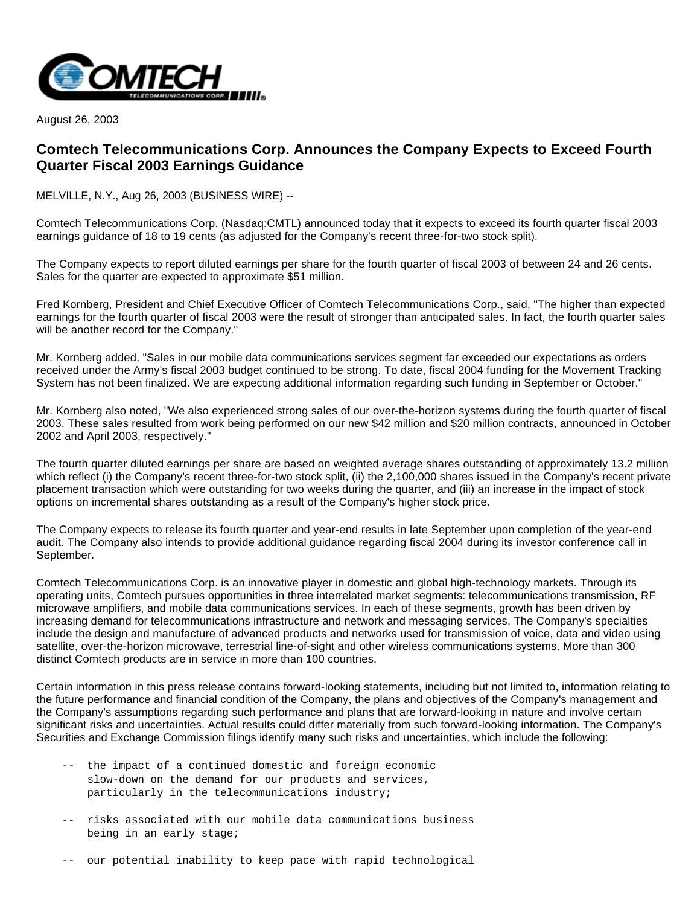August 26, 2003

## Comtech Telecommunications Corp. Announces the Company Expects to Exceed Fourth Quarter Fiscal 2003 Earnings Guidance

MELVILLE, N.Y., Aug 26, 2003 (BUSINESS WIRE) --

Comtech Telecommunications Corp. (Nasdaq:CMTL) announced today that it expects to exceed its fourth quarter fiscal 2003 earnings guidance of 18 to 19 cents (as adjusted for the Company's recent three-for-two stock split).

The Company expects to report diluted earnings per share for the fourth quarter of fiscal 2003 of between 24 and 26 cents. Sales for the quarter are expected to approximate $51 million.

Fred Kornberg, President and Chief Executive Officer of Comtech Telecommunications Corp., said, "The higher than expected earnings for the fourth quarter of fiscal 2003 were the result of stronger than anticipated sales. In fact, the fourth quarter sales will be another record for the Company."

Mr. Kornberg added, "Sales in our mobile data communications services segment far exceeded our expectations as orders received under the Army's fiscal 2003 budget continued to be strong. To date, fiscal 2004 funding for the Movement Tracking System has not been finalized. We are expecting additional information regarding such funding in September or October."

Mr. Kornberg also noted, "We also experienced strong sales of our over-the-horizon systems during the fourth quarter of fiscal 2003. These sales resulted from work being performed on our new $42 million and $20 million contracts, announced in October 2002 and April 2003, respectively."

The fourth quarter diluted earnings per share are based on weighted average shares outstanding of approximately 13.2 million which reflect (i) the Company's recent three-for-two stock split, (ii) the 2,100,000 shares issued in the Company's recent private placement transaction which were outstanding for two weeks during the quarter, and (iii) an increase in the impact of stock options on incremental shares outstanding as a result of the Company's higher stock price.

The Company expects to release its fourth quarter and year-end results in late September upon completion of the year-end audit. The Company also intends to provide additional guidance regarding fiscal 2004 during its investor conference call in September.

Comtech Telecommunications Corp. is an innovative player in domestic and global high-technology markets. Through its operating units, Comtech pursues opportunities in three interrelated market segments: telecommunications transmission, RF microwave amplifiers, and mobile data communications services. In each of these segments, growth has been driven by increasing demand for telecommunications infrastructure and network and messaging services. The Company's specialties include the design and manufacture of advanced products and networks used for transmission of voice, data and video using satellite, over-the-horizon microwave, terrestrial line-of-sight and other wireless communications systems. More than 300 distinct Comtech products are in service in more than 100 countries.

Certain information in this press release contains forward-looking statements, including but not limited to, information relating to the future performance and financial condition of the Company, the plans and objectives of the Company's management and the Company's assumptions regarding such performance and plans that are forward-looking in nature and involve certain significant risks and uncertainties. Actual results could differ materially from such forward-looking information. The Company's Securities and Exchange Commission filings identify many such risks and uncertainties, which include the following:

```
--  the impact of a continued domestic and foreign economic
    slow-down on the demand for our products and services,
    particularly in the telecommunications industry;

--  risks associated with our mobile data communications business
    being in an early stage;

--  our potential inability to keep pace with rapid technological
```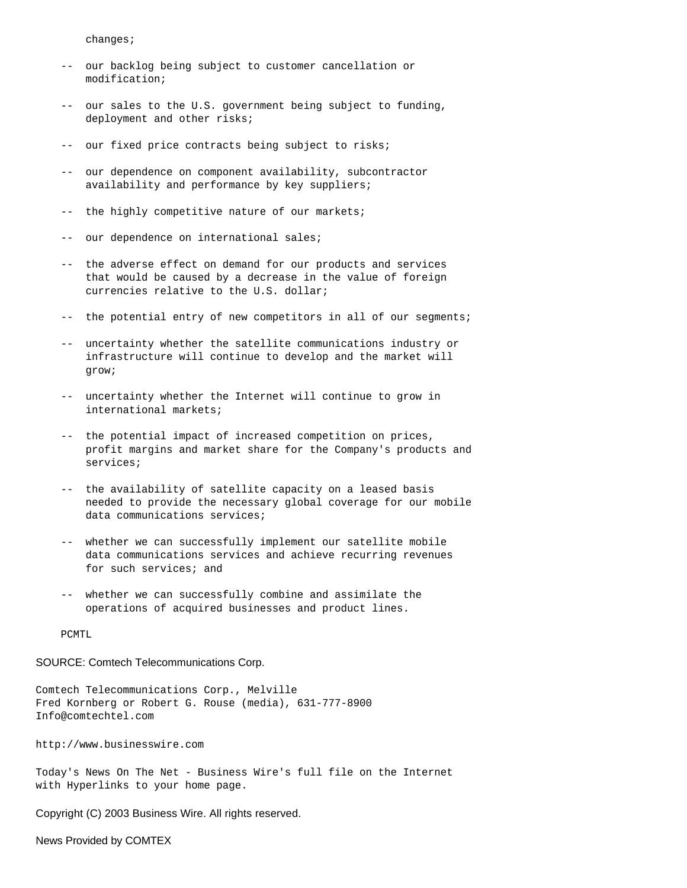changes;

-- our backlog being subject to customer cancellation or modification;

-- our sales to the U.S. government being subject to funding, deployment and other risks;

-- our fixed price contracts being subject to risks;

-- our dependence on component availability, subcontractor availability and performance by key suppliers;

-- the highly competitive nature of our markets;

-- our dependence on international sales;

-- the adverse effect on demand for our products and services that would be caused by a decrease in the value of foreign currencies relative to the U.S. dollar;

-- the potential entry of new competitors in all of our segments;

-- uncertainty whether the satellite communications industry or infrastructure will continue to develop and the market will grow;

-- uncertainty whether the Internet will continue to grow in international markets;

-- the potential impact of increased competition on prices, profit margins and market share for the Company's products and services;

-- the availability of satellite capacity on a leased basis needed to provide the necessary global coverage for our mobile data communications services;

-- whether we can successfully implement our satellite mobile data communications services and achieve recurring revenues for such services; and

-- whether we can successfully combine and assimilate the operations of acquired businesses and product lines.

PCMTL

SOURCE: Comtech Telecommunications Corp.

Comtech Telecommunications Corp., Melville
Fred Kornberg or Robert G. Rouse (media), 631-777-8900
Info@comtechtel.com

http://www.businesswire.com

Today's News On The Net - Business Wire's full file on the Internet with Hyperlinks to your home page.

Copyright (C) 2003 Business Wire. All rights reserved.

News Provided by COMTEX